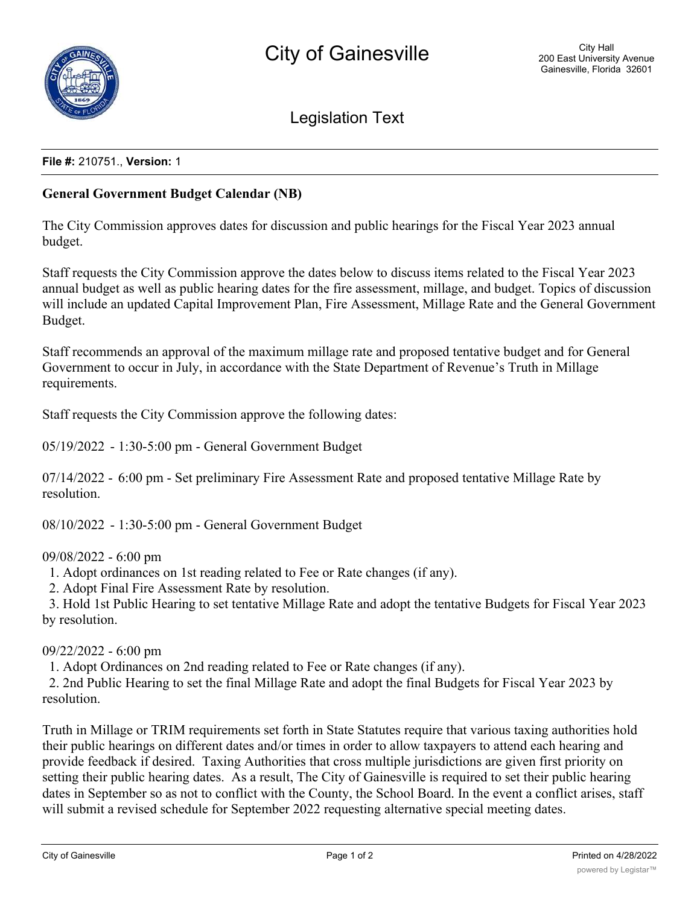# City of Gainesville

City Hall
200 East University Avenue
Gainesville, Florida 32601

## Legislation Text

**File #:** 210751., **Version:** 1

**General Government Budget Calendar (NB)**

The City Commission approves dates for discussion and public hearings for the Fiscal Year 2023 annual budget.

Staff requests the City Commission approve the dates below to discuss items related to the Fiscal Year 2023 annual budget as well as public hearing dates for the fire assessment, millage, and budget. Topics of discussion will include an updated Capital Improvement Plan, Fire Assessment, Millage Rate and the General Government Budget.

Staff recommends an approval of the maximum millage rate and proposed tentative budget and for General Government to occur in July, in accordance with the State Department of Revenue's Truth in Millage requirements.

Staff requests the City Commission approve the following dates:

05/19/2022 - 1:30-5:00 pm - General Government Budget

07/14/2022 - 6:00 pm - Set preliminary Fire Assessment Rate and proposed tentative Millage Rate by resolution.

08/10/2022 - 1:30-5:00 pm - General Government Budget

09/08/2022 - 6:00 pm

1. Adopt ordinances on 1st reading related to Fee or Rate changes (if any).
2. Adopt Final Fire Assessment Rate by resolution.
3. Hold 1st Public Hearing to set tentative Millage Rate and adopt the tentative Budgets for Fiscal Year 2023 by resolution.

09/22/2022 - 6:00 pm

1. Adopt Ordinances on 2nd reading related to Fee or Rate changes (if any).
2. 2nd Public Hearing to set the final Millage Rate and adopt the final Budgets for Fiscal Year 2023 by resolution.

Truth in Millage or TRIM requirements set forth in State Statutes require that various taxing authorities hold their public hearings on different dates and/or times in order to allow taxpayers to attend each hearing and provide feedback if desired. Taxing Authorities that cross multiple jurisdictions are given first priority on setting their public hearing dates. As a result, The City of Gainesville is required to set their public hearing dates in September so as not to conflict with the County, the School Board. In the event a conflict arises, staff will submit a revised schedule for September 2022 requesting alternative special meeting dates.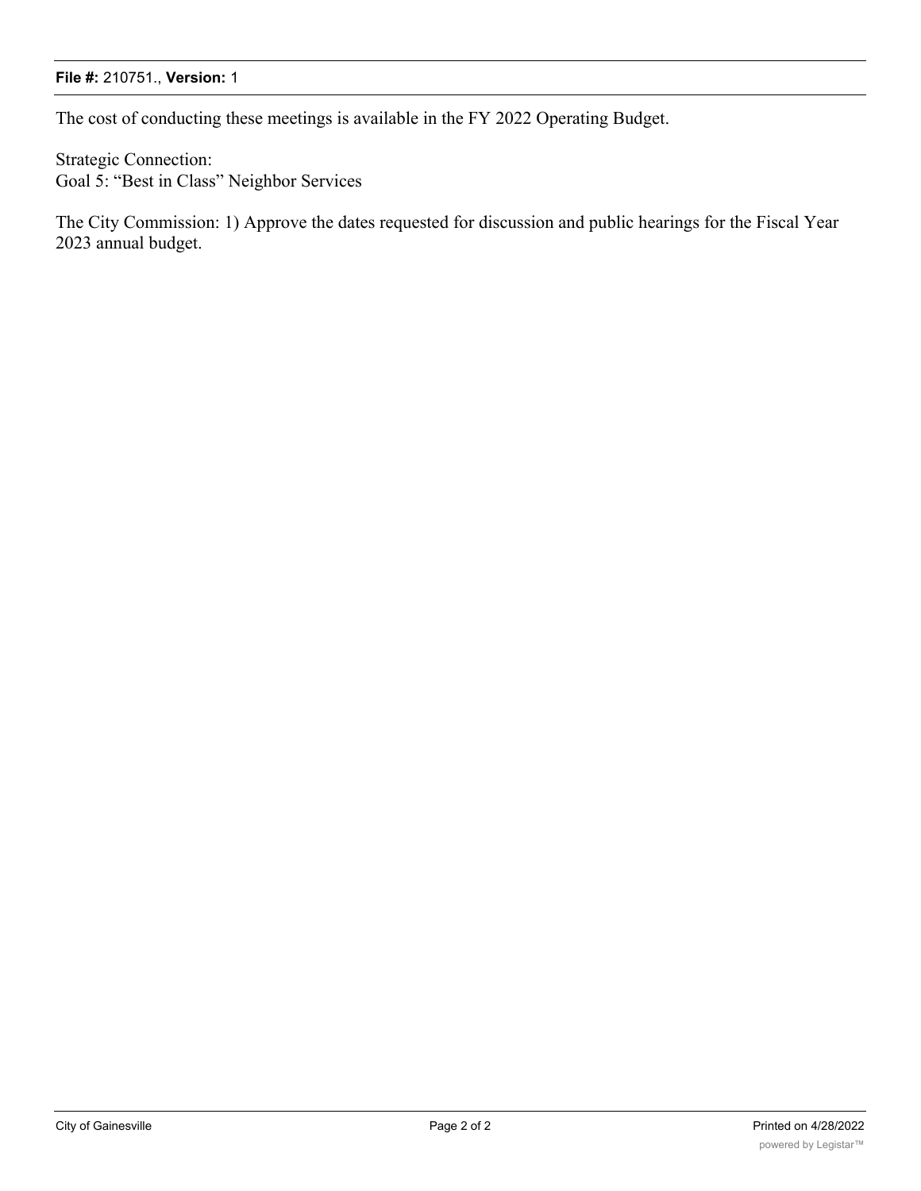The cost of conducting these meetings is available in the FY 2022 Operating Budget.

Strategic Connection:
Goal 5: “Best in Class” Neighbor Services

The City Commission: 1) Approve the dates requested for discussion and public hearings for the Fiscal Year 2023 annual budget.